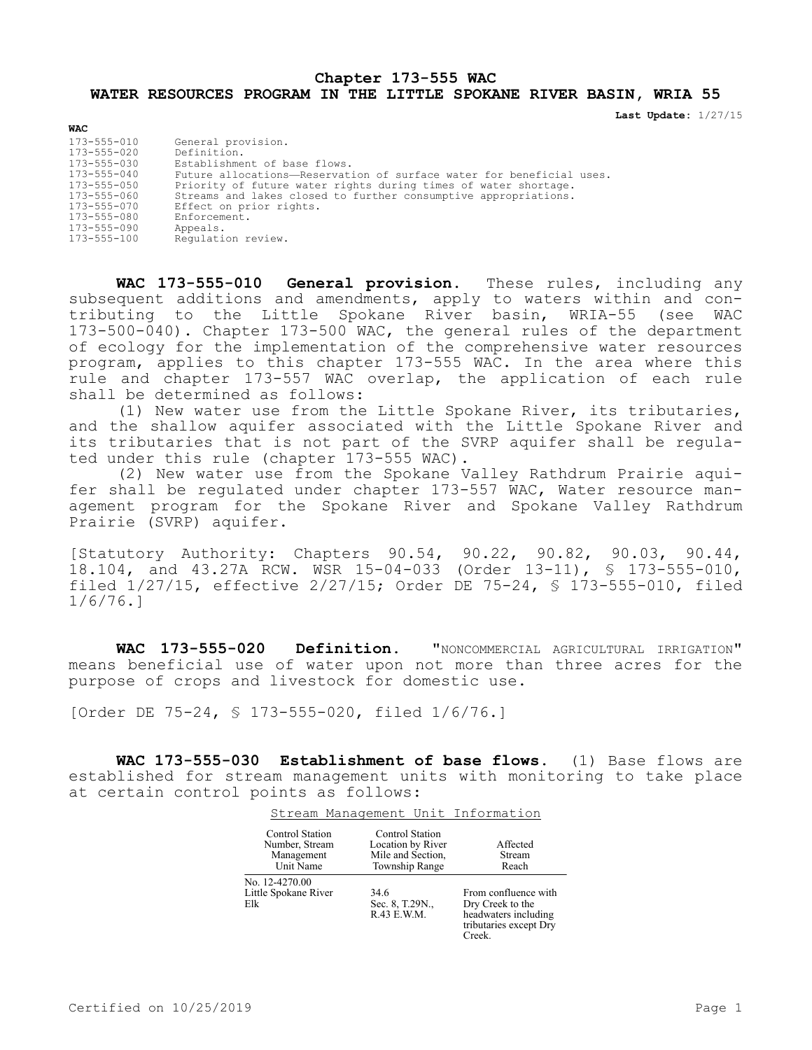# Chapter 173-555 WAC

# WATER RESOURCES PROGRAM IN THE LITTLE SPOKANE RIVER BASIN, WRIA 55

**Last Update:** 1/27/15

**WAC**

| | |
|---|---|
| 173-555-010 | General provision. |
| 173-555-020 | Definition. |
| 173-555-030 | Establishment of base flows. |
| 173-555-040 | Future allocations—Reservation of surface water for beneficial uses. |
| 173-555-050 | Priority of future water rights during times of water shortage. |
| 173-555-060 | Streams and lakes closed to further consumptive appropriations. |
| 173-555-070 | Effect on prior rights. |
| 173-555-080 | Enforcement. |
| 173-555-090 | Appeals. |
| 173-555-100 | Regulation review. |

**WAC 173-555-010 General provision.** These rules, including any subsequent additions and amendments, apply to waters within and contributing to the Little Spokane River basin, WRIA-55 (see WAC 173-500-040). Chapter 173-500 WAC, the general rules of the department of ecology for the implementation of the comprehensive water resources program, applies to this chapter 173-555 WAC. In the area where this rule and chapter 173-557 WAC overlap, the application of each rule shall be determined as follows:

(1) New water use from the Little Spokane River, its tributaries, and the shallow aquifer associated with the Little Spokane River and its tributaries that is not part of the SVRP aquifer shall be regulated under this rule (chapter 173-555 WAC).

(2) New water use from the Spokane Valley Rathdrum Prairie aquifer shall be regulated under chapter 173-557 WAC, Water resource management program for the Spokane River and Spokane Valley Rathdrum Prairie (SVRP) aquifer.

[Statutory Authority: Chapters 90.54, 90.22, 90.82, 90.03, 90.44, 18.104, and 43.27A RCW. WSR 15-04-033 (Order 13-11), § 173-555-010, filed 1/27/15, effective 2/27/15; Order DE 75-24, § 173-555-010, filed 1/6/76.]

**WAC 173-555-020 Definition.** "NONCOMMERCIAL AGRICULTURAL IRRIGATION" means beneficial use of water upon not more than three acres for the purpose of crops and livestock for domestic use.

[Order DE 75-24, § 173-555-020, filed 1/6/76.]

**WAC 173-555-030 Establishment of base flows.** (1) Base flows are established for stream management units with monitoring to take place at certain control points as follows:

Stream Management Unit Information

| Control Station Number, Stream Management Unit Name | Control Station Location by River Mile and Section, Township Range | Affected Stream Reach |
|---|---|---|
| No. 12-4270.00 Little Spokane River Elk | 34.6 Sec. 8, T.29N., R.43 E.W.M. | From confluence with Dry Creek to the headwaters including tributaries except Dry Creek. |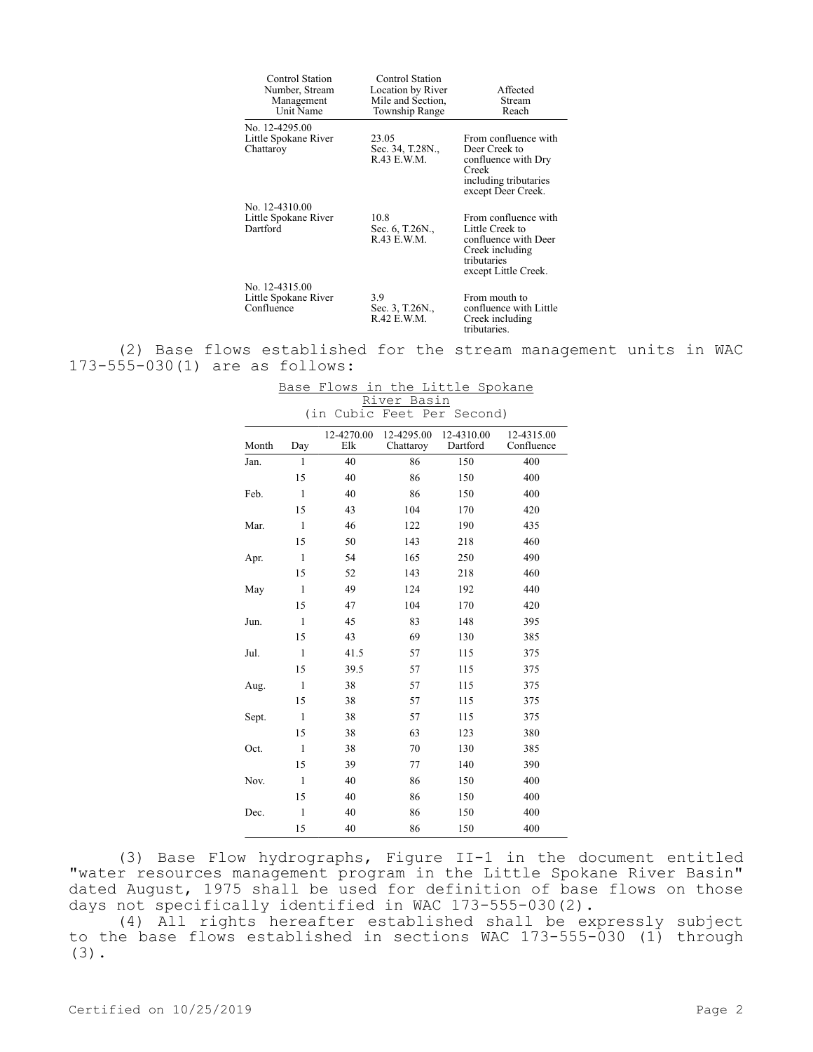| Control Station Number, Stream Management Unit Name | Control Station Location by River Mile and Section, Township Range | Affected Stream Reach |
|---|---|---|
| No. 12-4295.00 Little Spokane River Chattaroy | 23.05 Sec. 34, T.28N., R.43 E.W.M. | From confluence with Deer Creek to confluence with Dry Creek including tributaries except Deer Creek. |
| No. 12-4310.00 Little Spokane River Dartford | 10.8 Sec. 6, T.26N., R.43 E.W.M. | From confluence with Little Creek to confluence with Deer Creek including tributaries except Little Creek. |
| No. 12-4315.00 Little Spokane River Confluence | 3.9 Sec. 3, T.26N., R.42 E.W.M. | From mouth to confluence with Little Creek including tributaries. |

(2) Base flows established for the stream management units in WAC 173-555-030(1) are as follows:

Base Flows in the Little Spokane River Basin
(in Cubic Feet Per Second)

| Month | Day | 12-4270.00 Elk | 12-4295.00 Chattaroy | 12-4310.00 Dartford | 12-4315.00 Confluence |
|---|---|---|---|---|---|
| Jan. | 1 | 40 | 86 | 150 | 400 |
| | 15 | 40 | 86 | 150 | 400 |
| Feb. | 1 | 40 | 86 | 150 | 400 |
| | 15 | 43 | 104 | 170 | 420 |
| Mar. | 1 | 46 | 122 | 190 | 435 |
| | 15 | 50 | 143 | 218 | 460 |
| Apr. | 1 | 54 | 165 | 250 | 490 |
| | 15 | 52 | 143 | 218 | 460 |
| May | 1 | 49 | 124 | 192 | 440 |
| | 15 | 47 | 104 | 170 | 420 |
| Jun. | 1 | 45 | 83 | 148 | 395 |
| | 15 | 43 | 69 | 130 | 385 |
| Jul. | 1 | 41.5 | 57 | 115 | 375 |
| | 15 | 39.5 | 57 | 115 | 375 |
| Aug. | 1 | 38 | 57 | 115 | 375 |
| | 15 | 38 | 57 | 115 | 375 |
| Sept. | 1 | 38 | 57 | 115 | 375 |
| | 15 | 38 | 63 | 123 | 380 |
| Oct. | 1 | 38 | 70 | 130 | 385 |
| | 15 | 39 | 77 | 140 | 390 |
| Nov. | 1 | 40 | 86 | 150 | 400 |
| | 15 | 40 | 86 | 150 | 400 |
| Dec. | 1 | 40 | 86 | 150 | 400 |
| | 15 | 40 | 86 | 150 | 400 |

(3) Base Flow hydrographs, Figure II-1 in the document entitled "water resources management program in the Little Spokane River Basin" dated August, 1975 shall be used for definition of base flows on those days not specifically identified in WAC 173-555-030(2).

(4) All rights hereafter established shall be expressly subject to the base flows established in sections WAC 173-555-030 (1) through (3).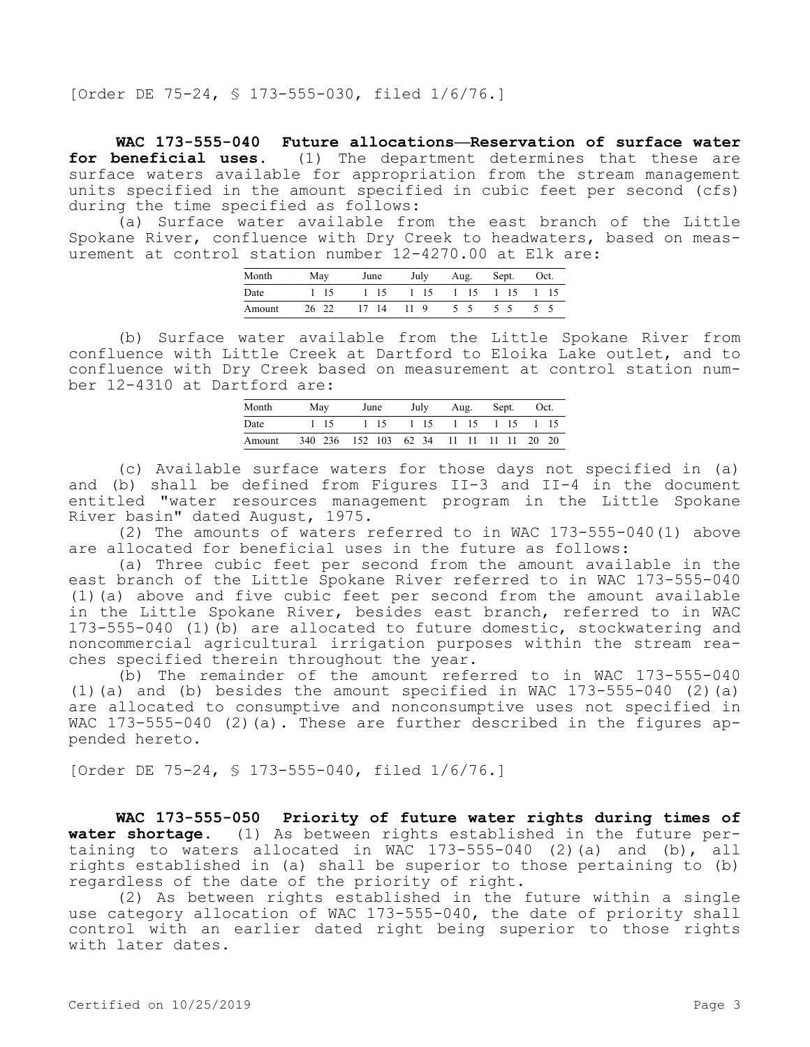[Order DE 75-24, § 173-555-030, filed 1/6/76.]

**WAC 173-555-040 Future allocations—Reservation of surface water for beneficial uses.** (1) The department determines that these are surface waters available for appropriation from the stream management units specified in the amount specified in cubic feet per second (cfs) during the time specified as follows:

(a) Surface water available from the east branch of the Little Spokane River, confluence with Dry Creek to headwaters, based on measurement at control station number 12-4270.00 at Elk are:

| Month | May | | June | | July | | Aug. | | Sept. | | Oct. | |
|---|---|---|---|---|---|---|---|---|---|---|---|---|
| Date | 1 | 15 | 1 | 15 | 1 | 15 | 1 | 15 | 1 | 15 | 1 | 15 |
| Amount | 26 | 22 | 17 | 14 | 11 | 9 | 5 | 5 | 5 | 5 | 5 | 5 |

(b) Surface water available from the Little Spokane River from confluence with Little Creek at Dartford to Eloika Lake outlet, and to confluence with Dry Creek based on measurement at control station number 12-4310 at Dartford are:

| Month | May | | June | | July | | Aug. | | Sept. | | Oct. | |
|---|---|---|---|---|---|---|---|---|---|---|---|---|
| Date | 1 | 15 | 1 | 15 | 1 | 15 | 1 | 15 | 1 | 15 | 1 | 15 |
| Amount | 340 | 236 | 152 | 103 | 62 | 34 | 11 | 11 | 11 | 11 | 20 | 20 |

(c) Available surface waters for those days not specified in (a) and (b) shall be defined from Figures II-3 and II-4 in the document entitled "water resources management program in the Little Spokane River basin" dated August, 1975.

(2) The amounts of waters referred to in WAC 173-555-040(1) above are allocated for beneficial uses in the future as follows:

(a) Three cubic feet per second from the amount available in the east branch of the Little Spokane River referred to in WAC 173-555-040 (1)(a) above and five cubic feet per second from the amount available in the Little Spokane River, besides east branch, referred to in WAC 173-555-040 (1)(b) are allocated to future domestic, stockwatering and noncommercial agricultural irrigation purposes within the stream reaches specified therein throughout the year.

(b) The remainder of the amount referred to in WAC 173-555-040 (1)(a) and (b) besides the amount specified in WAC 173-555-040 (2)(a) are allocated to consumptive and nonconsumptive uses not specified in WAC 173-555-040 (2)(a). These are further described in the figures appended hereto.

[Order DE 75-24, § 173-555-040, filed 1/6/76.]

**WAC 173-555-050 Priority of future water rights during times of water shortage.** (1) As between rights established in the future pertaining to waters allocated in WAC 173-555-040 (2)(a) and (b), all rights established in (a) shall be superior to those pertaining to (b) regardless of the date of the priority of right.

(2) As between rights established in the future within a single use category allocation of WAC 173-555-040, the date of priority shall control with an earlier dated right being superior to those rights with later dates.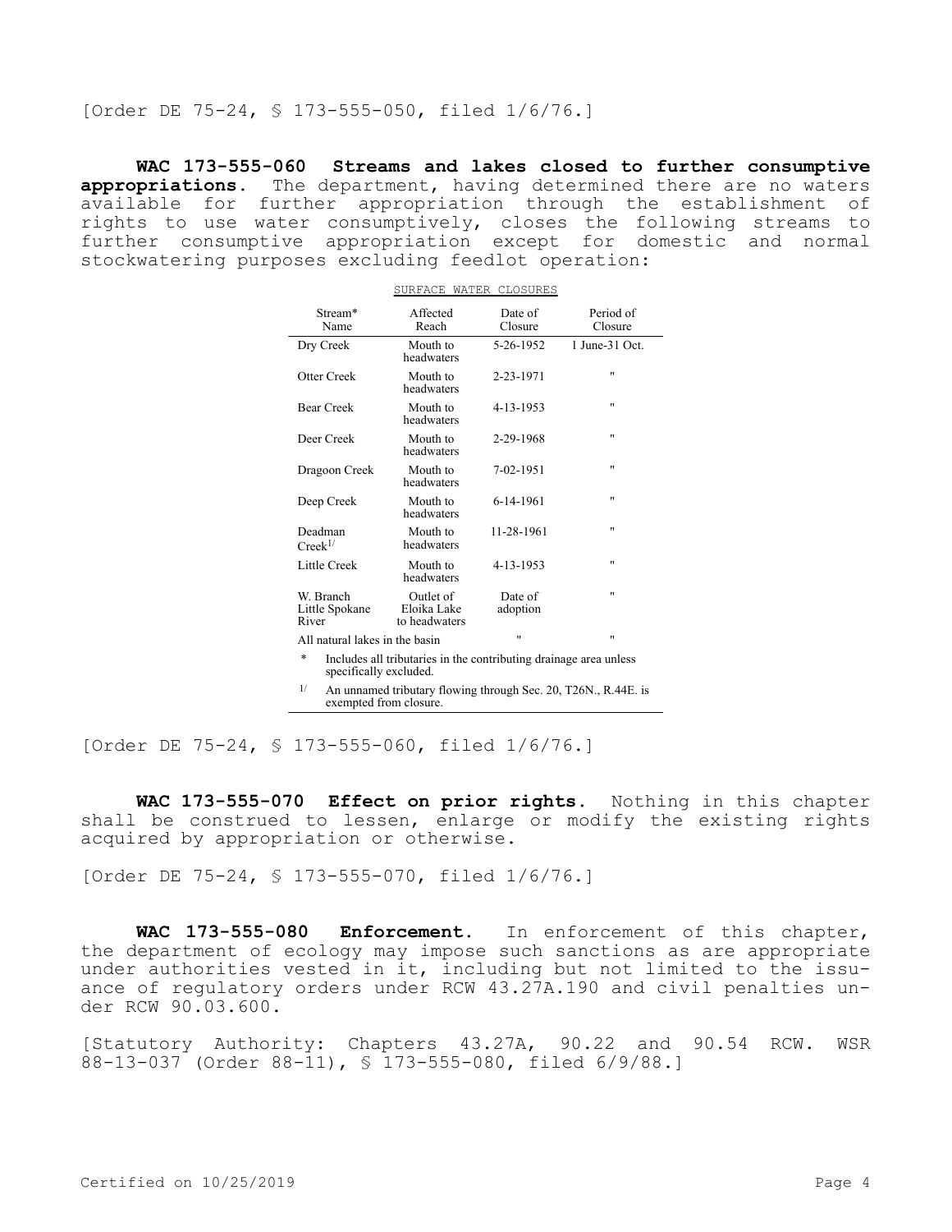[Order DE 75-24, § 173-555-050, filed 1/6/76.]

**WAC 173-555-060 Streams and lakes closed to further consumptive appropriations.** The department, having determined there are no waters available for further appropriation through the establishment of rights to use water consumptively, closes the following streams to further consumptive appropriation except for domestic and normal stockwatering purposes excluding feedlot operation:

SURFACE WATER CLOSURES

| Stream* Name | Affected Reach | Date of Closure | Period of Closure |
|---|---|---|---|
| Dry Creek | Mouth to headwaters | 5-26-1952 | 1 June-31 Oct. |
| Otter Creek | Mouth to headwaters | 2-23-1971 | " |
| Bear Creek | Mouth to headwaters | 4-13-1953 | " |
| Deer Creek | Mouth to headwaters | 2-29-1968 | " |
| Dragoon Creek | Mouth to headwaters | 7-02-1951 | " |
| Deep Creek | Mouth to headwaters | 6-14-1961 | " |
| Deadman Creek[1/] | Mouth to headwaters | 11-28-1961 | " |
| Little Creek | Mouth to headwaters | 4-13-1953 | " |
| W. Branch Little Spokane River | Outlet of Eloika Lake to headwaters | Date of adoption | " |
| All natural lakes in the basin | | " | " |

\* Includes all tributaries in the contributing drainage area unless specifically excluded.

1/ An unnamed tributary flowing through Sec. 20, T26N., R.44E. is exempted from closure.

[Order DE 75-24, § 173-555-060, filed 1/6/76.]

**WAC 173-555-070 Effect on prior rights.** Nothing in this chapter shall be construed to lessen, enlarge or modify the existing rights acquired by appropriation or otherwise.

[Order DE 75-24, § 173-555-070, filed 1/6/76.]

**WAC 173-555-080 Enforcement.** In enforcement of this chapter, the department of ecology may impose such sanctions as are appropriate under authorities vested in it, including but not limited to the issuance of regulatory orders under RCW 43.27A.190 and civil penalties under RCW 90.03.600.

[Statutory Authority: Chapters 43.27A, 90.22 and 90.54 RCW. WSR 88-13-037 (Order 88-11), § 173-555-080, filed 6/9/88.]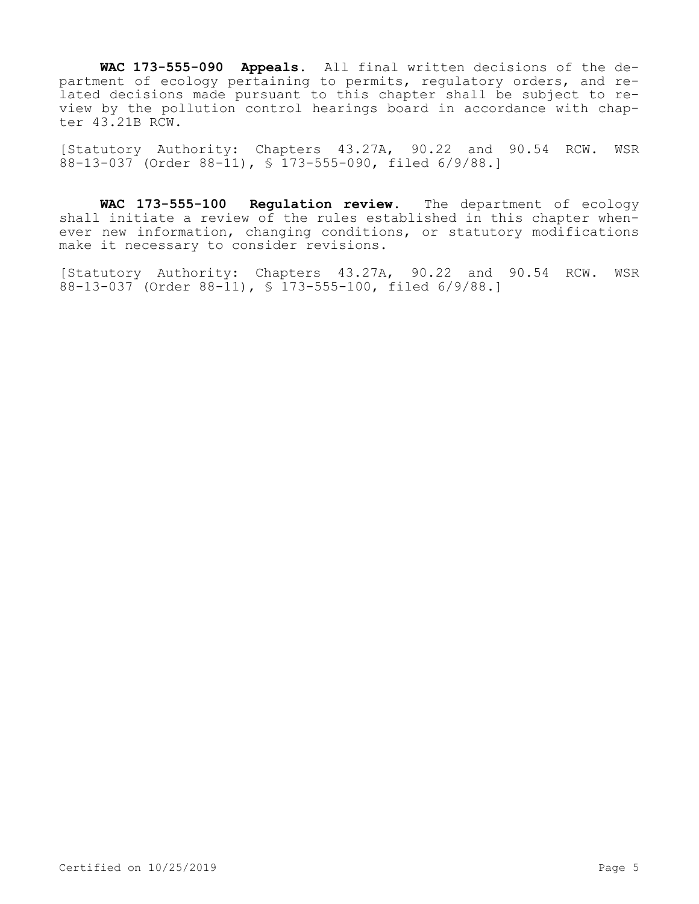**WAC 173-555-090 Appeals.** All final written decisions of the department of ecology pertaining to permits, regulatory orders, and related decisions made pursuant to this chapter shall be subject to review by the pollution control hearings board in accordance with chapter 43.21B RCW.

[Statutory Authority: Chapters 43.27A, 90.22 and 90.54 RCW. WSR 88-13-037 (Order 88-11), § 173-555-090, filed 6/9/88.]

**WAC 173-555-100 Regulation review.** The department of ecology shall initiate a review of the rules established in this chapter whenever new information, changing conditions, or statutory modifications make it necessary to consider revisions.

[Statutory Authority: Chapters 43.27A, 90.22 and 90.54 RCW. WSR 88-13-037 (Order 88-11), § 173-555-100, filed 6/9/88.]